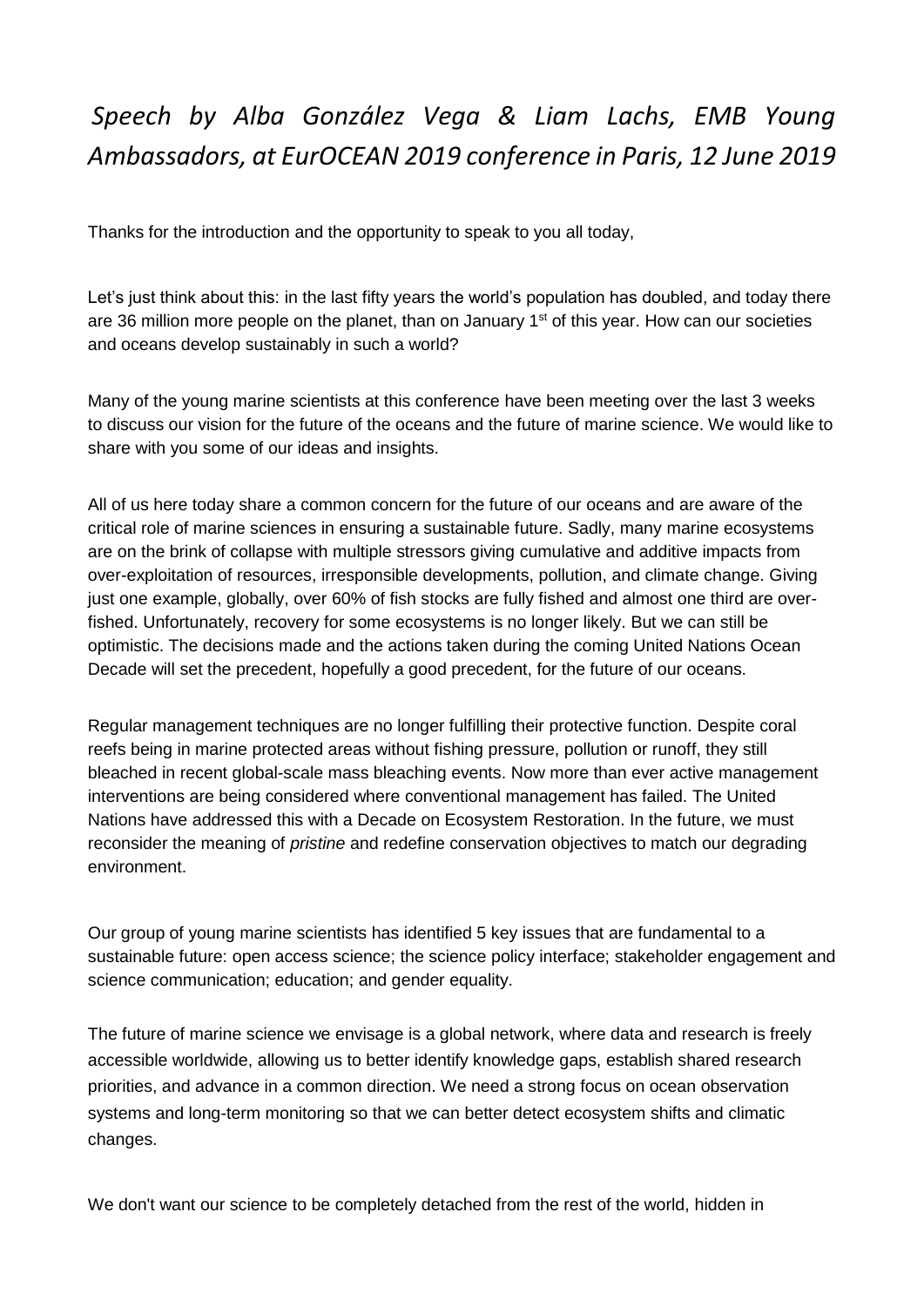# *Speech by Alba González Vega & Liam Lachs, EMB Young Ambassadors, at EurOCEAN 2019 conference in Paris, 12 June 2019*

Thanks for the introduction and the opportunity to speak to you all today,

Let's just think about this: in the last fifty years the world's population has doubled, and today there are 36 million more people on the planet, than on January 1st of this year. How can our societies and oceans develop sustainably in such a world?

Many of the young marine scientists at this conference have been meeting over the last 3 weeks to discuss our vision for the future of the oceans and the future of marine science. We would like to share with you some of our ideas and insights.

All of us here today share a common concern for the future of our oceans and are aware of the critical role of marine sciences in ensuring a sustainable future. Sadly, many marine ecosystems are on the brink of collapse with multiple stressors giving cumulative and additive impacts from over-exploitation of resources, irresponsible developments, pollution, and climate change. Giving just one example, globally, over 60% of fish stocks are fully fished and almost one third are over-fished. Unfortunately, recovery for some ecosystems is no longer likely. But we can still be optimistic. The decisions made and the actions taken during the coming United Nations Ocean Decade will set the precedent, hopefully a good precedent, for the future of our oceans.

Regular management techniques are no longer fulfilling their protective function. Despite coral reefs being in marine protected areas without fishing pressure, pollution or runoff, they still bleached in recent global-scale mass bleaching events. Now more than ever active management interventions are being considered where conventional management has failed. The United Nations have addressed this with a Decade on Ecosystem Restoration. In the future, we must reconsider the meaning of *pristine* and redefine conservation objectives to match our degrading environment.

Our group of young marine scientists has identified 5 key issues that are fundamental to a sustainable future: open access science; the science policy interface; stakeholder engagement and science communication; education; and gender equality.

The future of marine science we envisage is a global network, where data and research is freely accessible worldwide, allowing us to better identify knowledge gaps, establish shared research priorities, and advance in a common direction. We need a strong focus on ocean observation systems and long-term monitoring so that we can better detect ecosystem shifts and climatic changes.

We don't want our science to be completely detached from the rest of the world, hidden in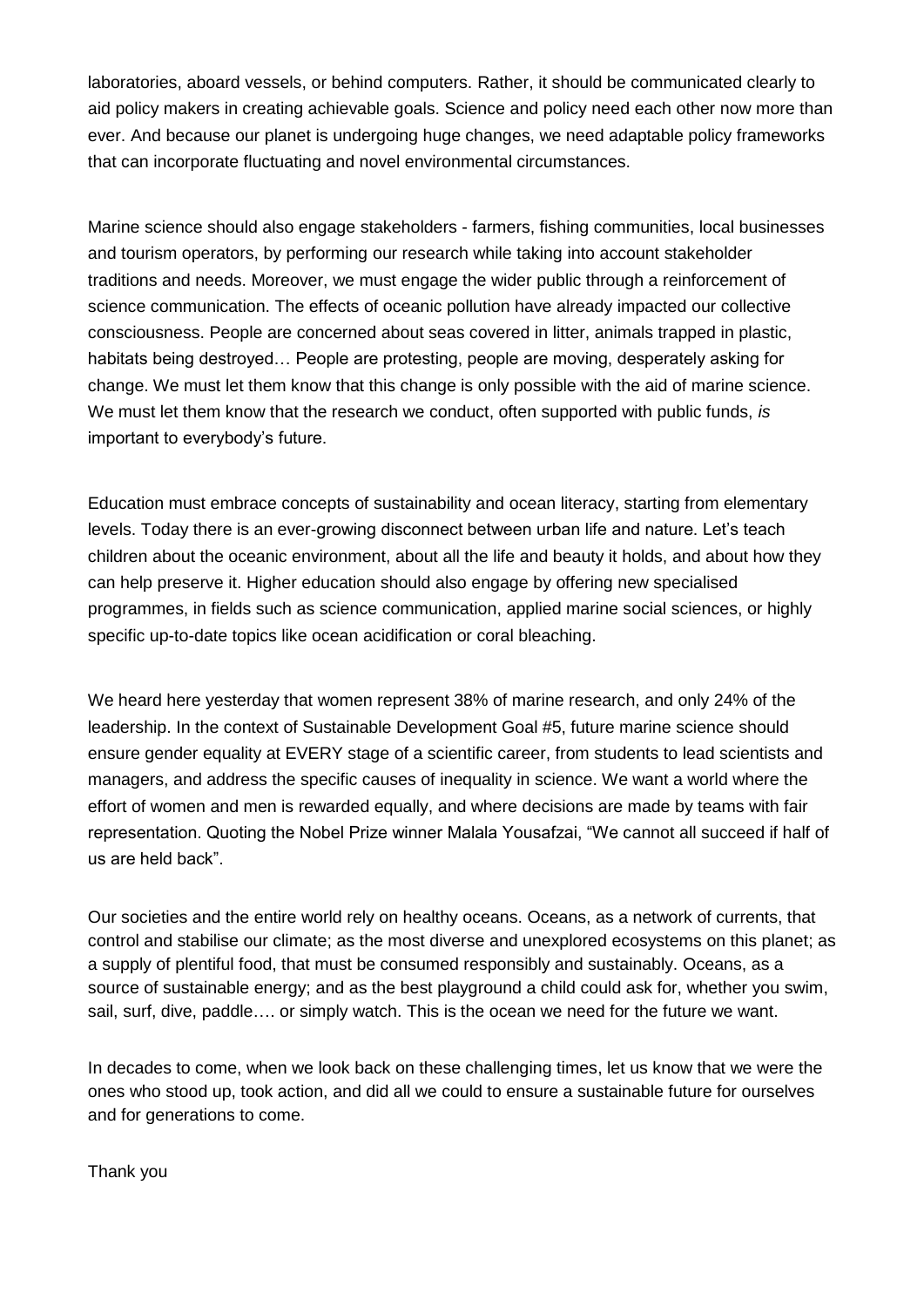laboratories, aboard vessels, or behind computers. Rather, it should be communicated clearly to aid policy makers in creating achievable goals. Science and policy need each other now more than ever. And because our planet is undergoing huge changes, we need adaptable policy frameworks that can incorporate fluctuating and novel environmental circumstances.

Marine science should also engage stakeholders - farmers, fishing communities, local businesses and tourism operators, by performing our research while taking into account stakeholder traditions and needs. Moreover, we must engage the wider public through a reinforcement of science communication. The effects of oceanic pollution have already impacted our collective consciousness. People are concerned about seas covered in litter, animals trapped in plastic, habitats being destroyed… People are protesting, people are moving, desperately asking for change. We must let them know that this change is only possible with the aid of marine science. We must let them know that the research we conduct, often supported with public funds, *is* important to everybody's future.

Education must embrace concepts of sustainability and ocean literacy, starting from elementary levels. Today there is an ever-growing disconnect between urban life and nature. Let's teach children about the oceanic environment, about all the life and beauty it holds, and about how they can help preserve it. Higher education should also engage by offering new specialised programmes, in fields such as science communication, applied marine social sciences, or highly specific up-to-date topics like ocean acidification or coral bleaching.

We heard here yesterday that women represent 38% of marine research, and only 24% of the leadership. In the context of Sustainable Development Goal #5, future marine science should ensure gender equality at EVERY stage of a scientific career, from students to lead scientists and managers, and address the specific causes of inequality in science. We want a world where the effort of women and men is rewarded equally, and where decisions are made by teams with fair representation. Quoting the Nobel Prize winner Malala Yousafzai, "We cannot all succeed if half of us are held back".

Our societies and the entire world rely on healthy oceans. Oceans, as a network of currents, that control and stabilise our climate; as the most diverse and unexplored ecosystems on this planet; as a supply of plentiful food, that must be consumed responsibly and sustainably. Oceans, as a source of sustainable energy; and as the best playground a child could ask for, whether you swim, sail, surf, dive, paddle…. or simply watch. This is the ocean we need for the future we want.

In decades to come, when we look back on these challenging times, let us know that we were the ones who stood up, took action, and did all we could to ensure a sustainable future for ourselves and for generations to come.

Thank you